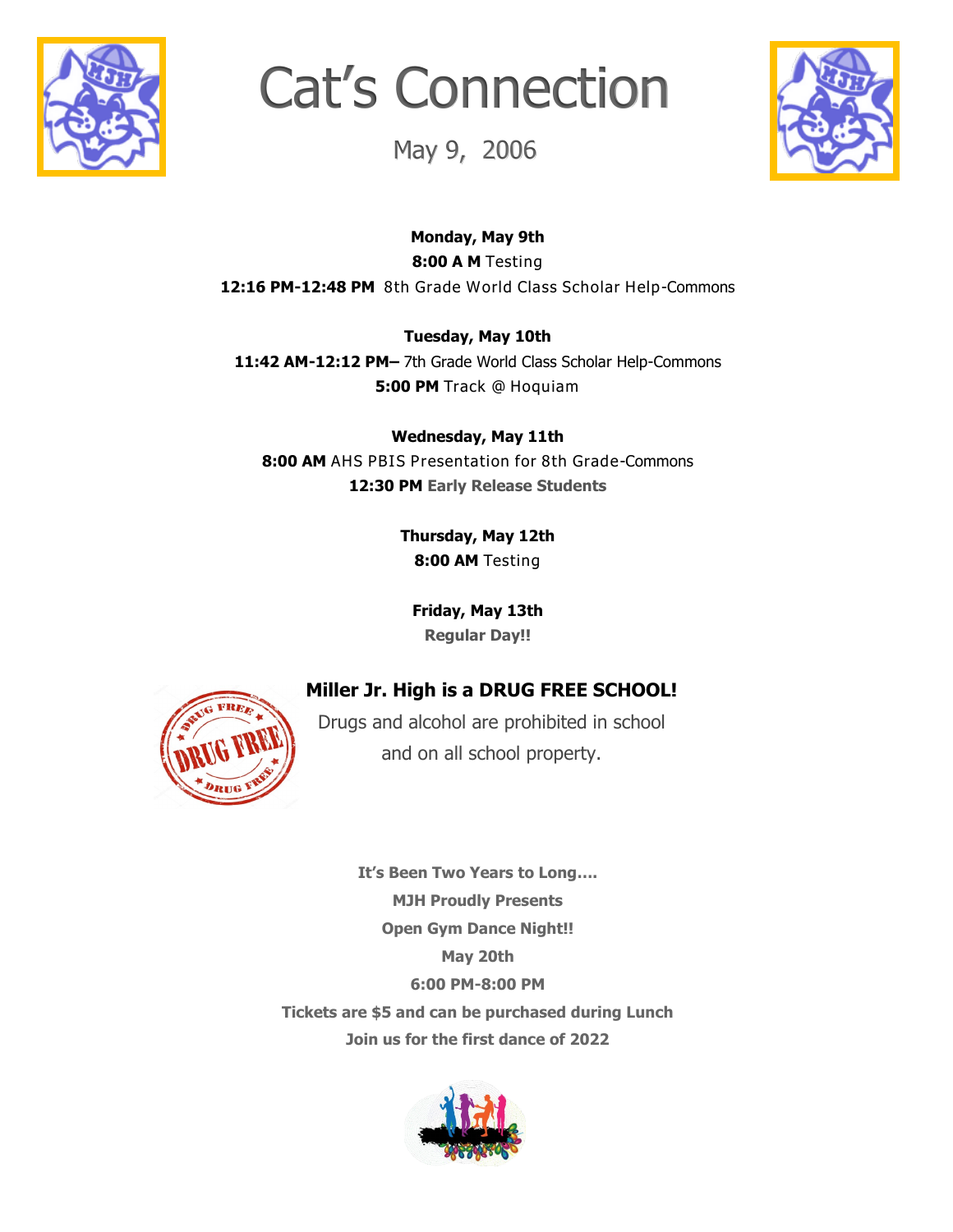# Cat's Connection

May 9, 2006

**Monday, May 9th**
**8:00 A M** Testing
**12:16 PM-12:48 PM** 8th Grade World Class Scholar Help-Commons

**Tuesday, May 10th**
**11:42 AM-12:12 PM–** 7th Grade World Class Scholar Help-Commons
**5:00 PM** Track @ Hoquiam

**Wednesday, May 11th**
**8:00 AM** AHS PBIS Presentation for 8th Grade-Commons
**12:30 PM Early Release Students**

**Thursday, May 12th**
**8:00 AM** Testing

**Friday, May 13th**
**Regular Day!!**

## Miller Jr. High is a DRUG FREE SCHOOL!

Drugs and alcohol are prohibited in school and on all school property.

**It's Been Two Years to Long….**
**MJH Proudly Presents**
**Open Gym Dance Night!!**
**May 20th**
**6:00 PM-8:00 PM**
**Tickets are $5 and can be purchased during Lunch**
**Join us for the first dance of 2022**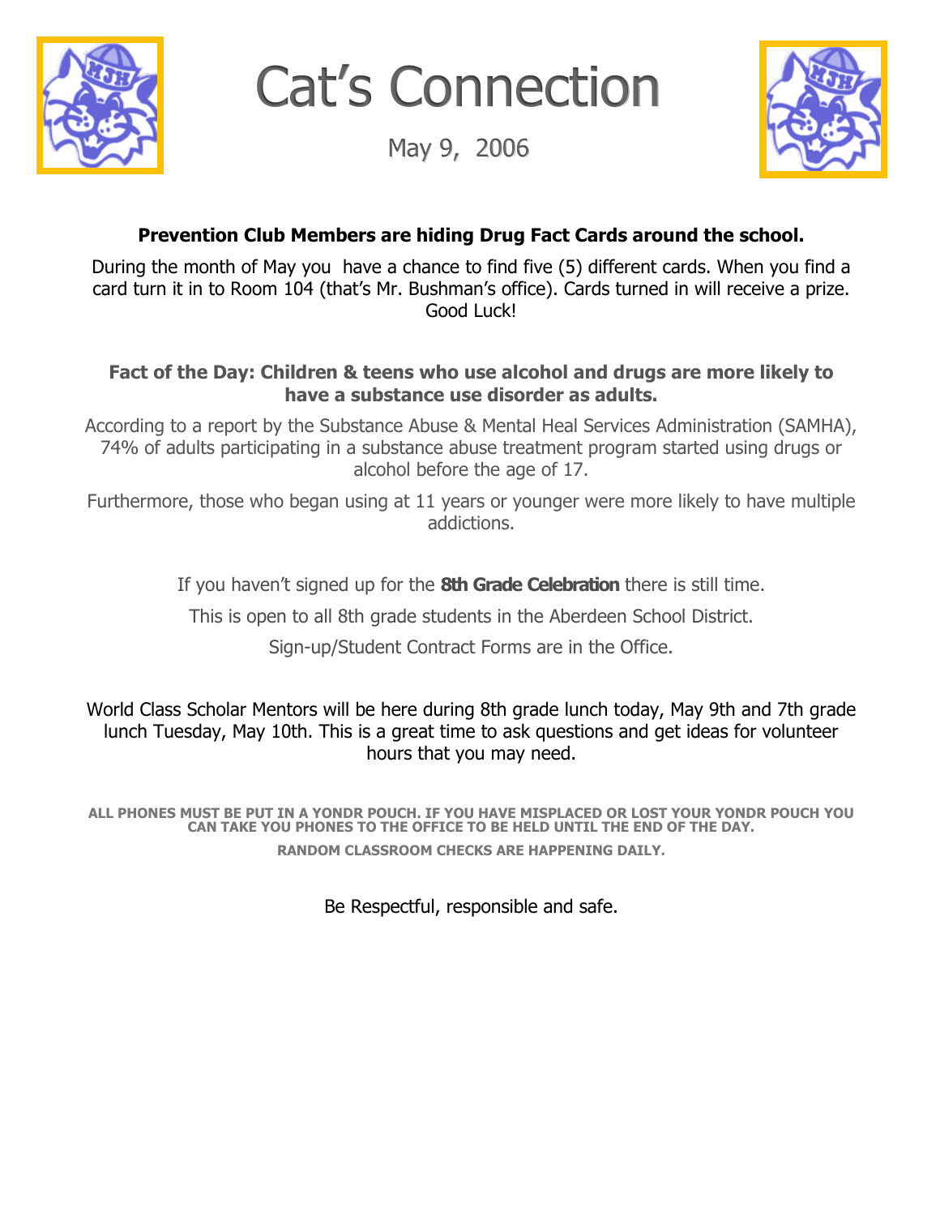# Cat's Connection

May 9, 2006

**Prevention Club Members are hiding Drug Fact Cards around the school.**

During the month of May you have a chance to find five (5) different cards. When you find a card turn it in to Room 104 (that's Mr. Bushman's office). Cards turned in will receive a prize. Good Luck!

**Fact of the Day: Children & teens who use alcohol and drugs are more likely to have a substance use disorder as adults.**

According to a report by the Substance Abuse & Mental Heal Services Administration (SAMHA), 74% of adults participating in a substance abuse treatment program started using drugs or alcohol before the age of 17.

Furthermore, those who began using at 11 years or younger were more likely to have multiple addictions.

If you haven't signed up for the **8th Grade Celebration** there is still time.

This is open to all 8th grade students in the Aberdeen School District.

Sign-up/Student Contract Forms are in the Office.

World Class Scholar Mentors will be here during 8th grade lunch today, May 9th and 7th grade lunch Tuesday, May 10th. This is a great time to ask questions and get ideas for volunteer hours that you may need.

**ALL PHONES MUST BE PUT IN A YONDR POUCH. IF YOU HAVE MISPLACED OR LOST YOUR YONDR POUCH YOU CAN TAKE YOU PHONES TO THE OFFICE TO BE HELD UNTIL THE END OF THE DAY.**

**RANDOM CLASSROOM CHECKS ARE HAPPENING DAILY.**

Be Respectful, responsible and safe.